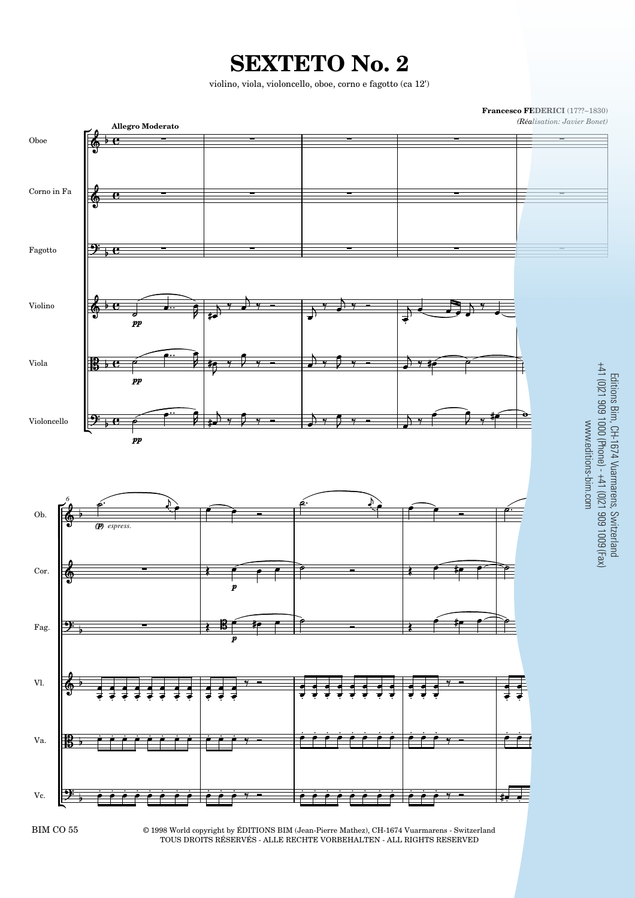# SEXTETO No. 2

violino, viola, violoncello, oboe, corno e fagotto (ca 12')

**Francesco FEDERICI** (17??–1830)
*(Réalisation: Javier Bonet)*

**Allegro Moderato**

Oboe

Corno in Fa

Fagotto

Violino

Viola

Violoncello

*pp*

*pp*

*pp*

Ob.

*(p) espress.*

Cor.

*p*

Fag.

*p*

Vl.

Va.

Vc.

BIM CO 55

© 1998 World copyright by ÉDITIONS BIM (Jean-Pierre Mathez), CH-1674 Vuarmarens - Switzerland
TOUS DROITS RÉSERVÉS - ALLE RECHTE VORBEHALTEN - ALL RIGHTS RESERVED

Editions Bim, CH-1674 Vuarmarens, Switzerland
+41 (0)21 909 1000 (Phone) - +41 (0)21 909 1009 (Fax)
www.editions-bim.com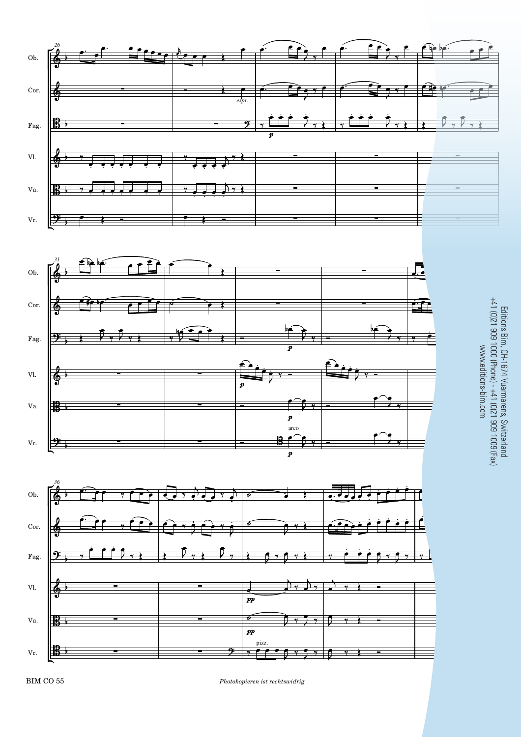Editions Bim, CH-1674 Vuarmarens, Switzerland
+41 (0)21 909 1000 (Phone) - +41 (0)21 909 1009 (Fax)
www.editions-bim.com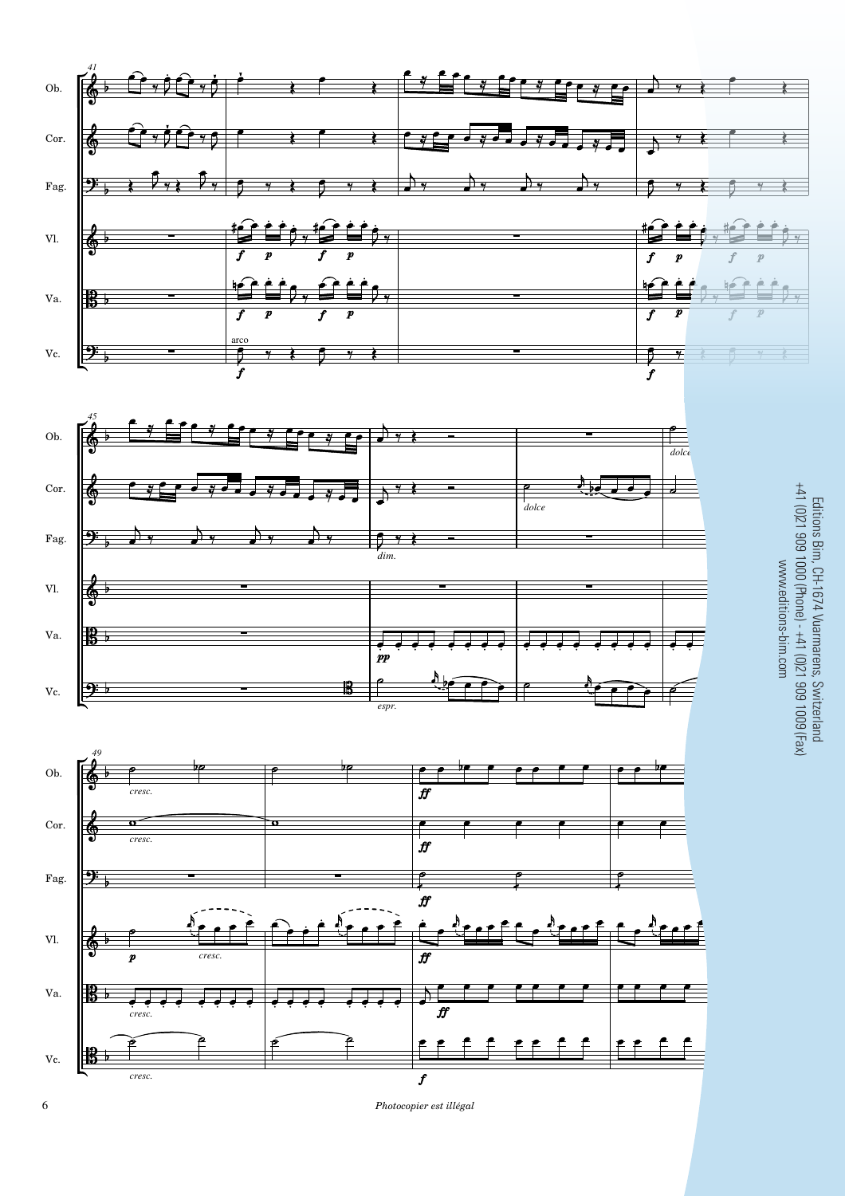Editions Bim, CH-1674 Vuarmarens, Switzerland
+41 (0)21 909 1000 (Phone) - +41 (0)21 909 1009 (Fax)
www.editions-bim.com

*Photocopier est illégal*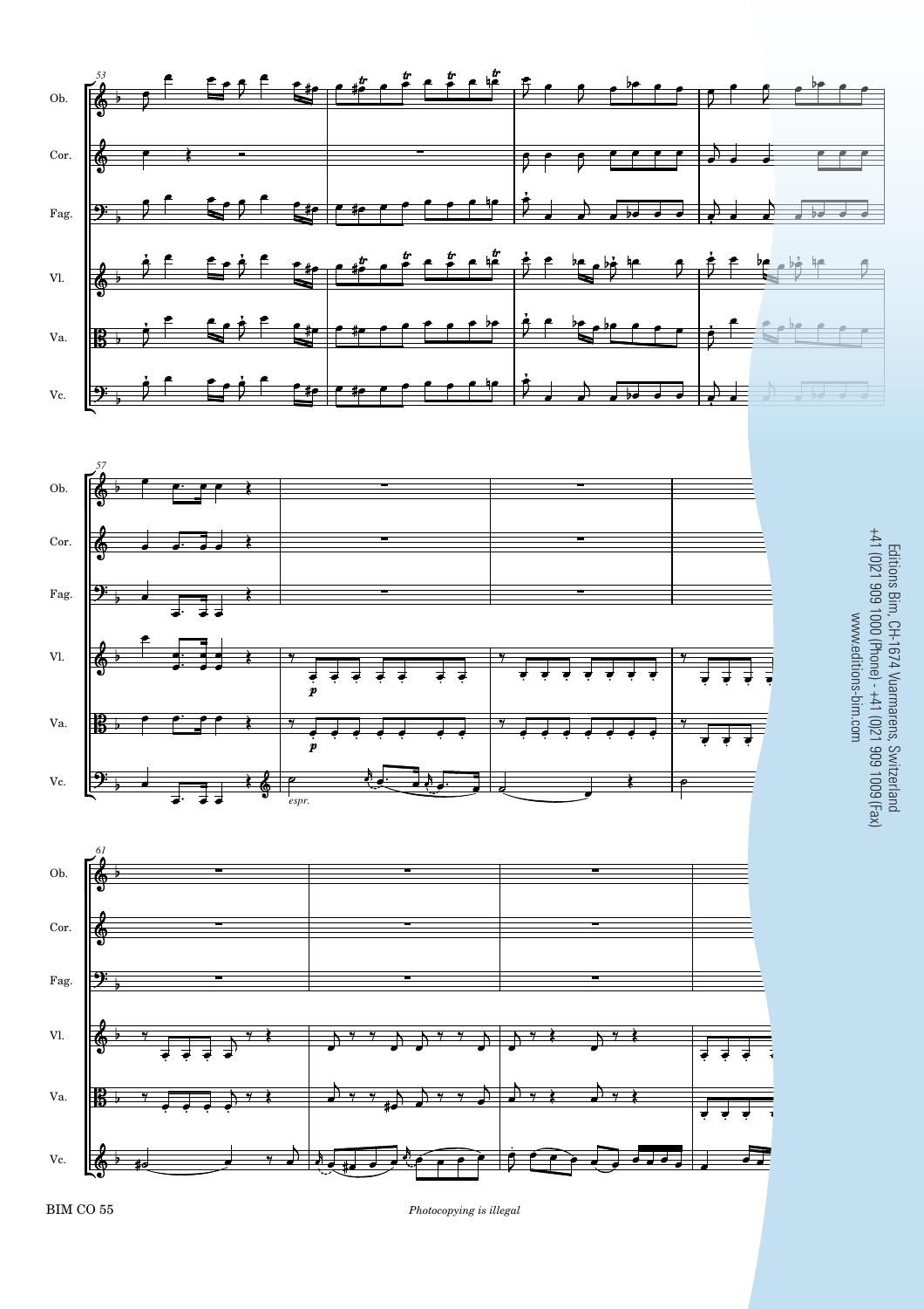Editions Bim, CH-1674 Vuarmarens, Switzerland
+41 (0)21 909 1000 (Phone) - +41 (0)21 909 1009 (Fax)
www.editions-bim.com

BIM CO 55

*Photocopying is illegal*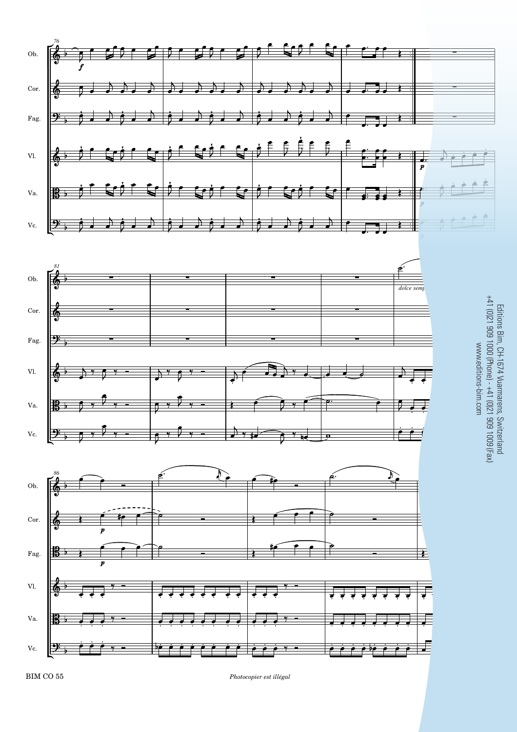Editions Bim, CH-1674 Vuarmarens, Switzerland
+41 (0)21 909 1000 (Phone) - +41 (0)21 909 1009 (Fax)
www.editions-bim.com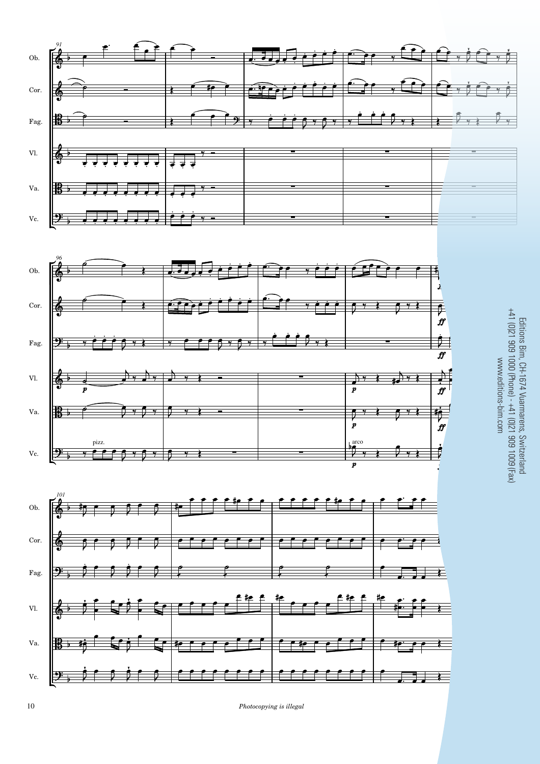Editions Bim, CH-1674 Vuarmarens, Switzerland
+41 (0)21 909 1000 (Phone) - +41 (0)21 909 1009 (Fax)
www.editions-bim.com